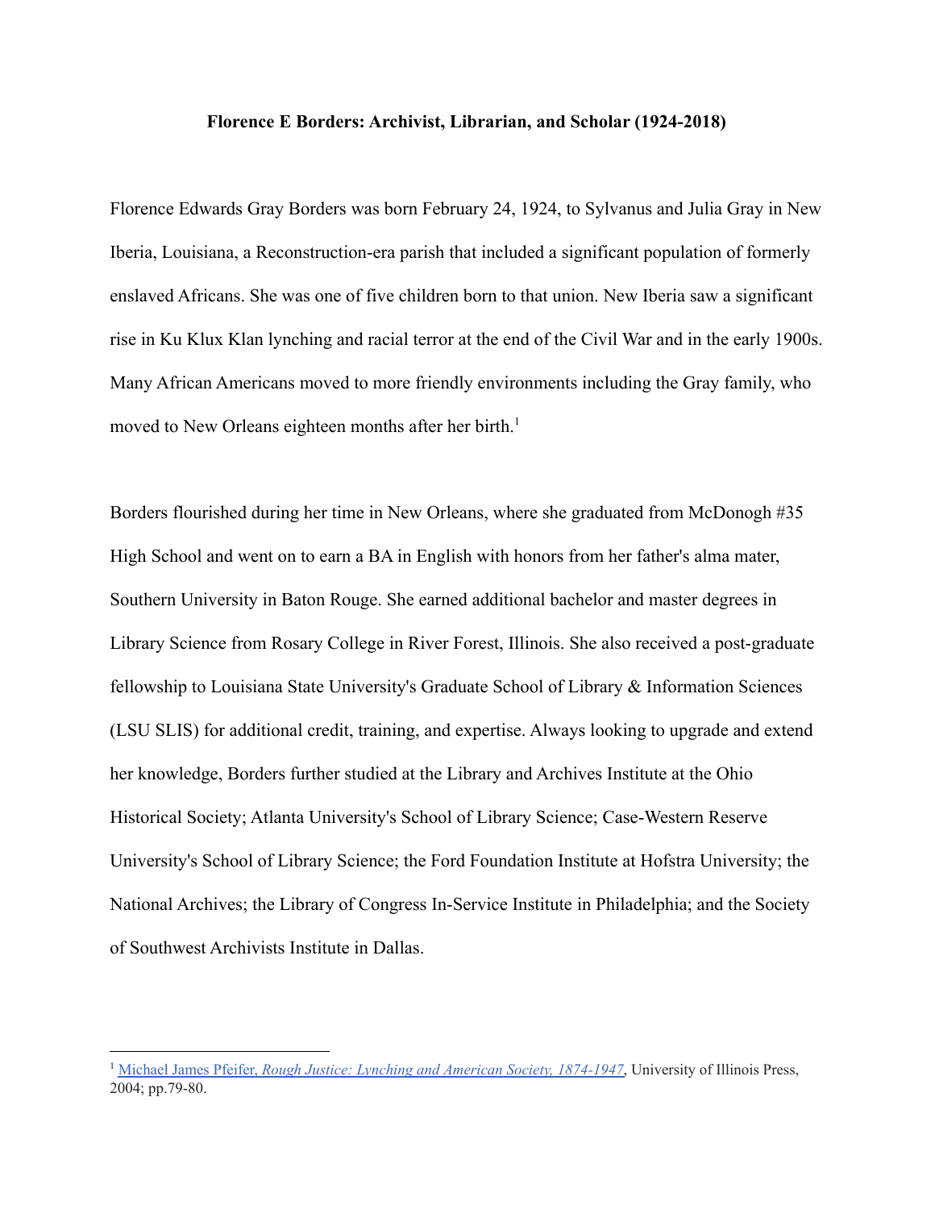**Florence E Borders: Archivist, Librarian, and Scholar (1924-2018)**

Florence Edwards Gray Borders was born February 24, 1924, to Sylvanus and Julia Gray in New Iberia, Louisiana, a Reconstruction-era parish that included a significant population of formerly enslaved Africans. She was one of five children born to that union. New Iberia saw a significant rise in Ku Klux Klan lynching and racial terror at the end of the Civil War and in the early 1900s. Many African Americans moved to more friendly environments including the Gray family, who moved to New Orleans eighteen months after her birth.[1]

Borders flourished during her time in New Orleans, where she graduated from McDonogh #35 High School and went on to earn a BA in English with honors from her father's alma mater, Southern University in Baton Rouge. She earned additional bachelor and master degrees in Library Science from Rosary College in River Forest, Illinois. She also received a post-graduate fellowship to Louisiana State University's Graduate School of Library & Information Sciences (LSU SLIS) for additional credit, training, and expertise. Always looking to upgrade and extend her knowledge, Borders further studied at the Library and Archives Institute at the Ohio Historical Society; Atlanta University's School of Library Science; Case-Western Reserve University's School of Library Science; the Ford Foundation Institute at Hofstra University; the National Archives; the Library of Congress In-Service Institute in Philadelphia; and the Society of Southwest Archivists Institute in Dallas.

---

[1] Michael James Pfeifer, *Rough Justice: Lynching and American Society, 1874-1947*, University of Illinois Press, 2004; pp.79-80.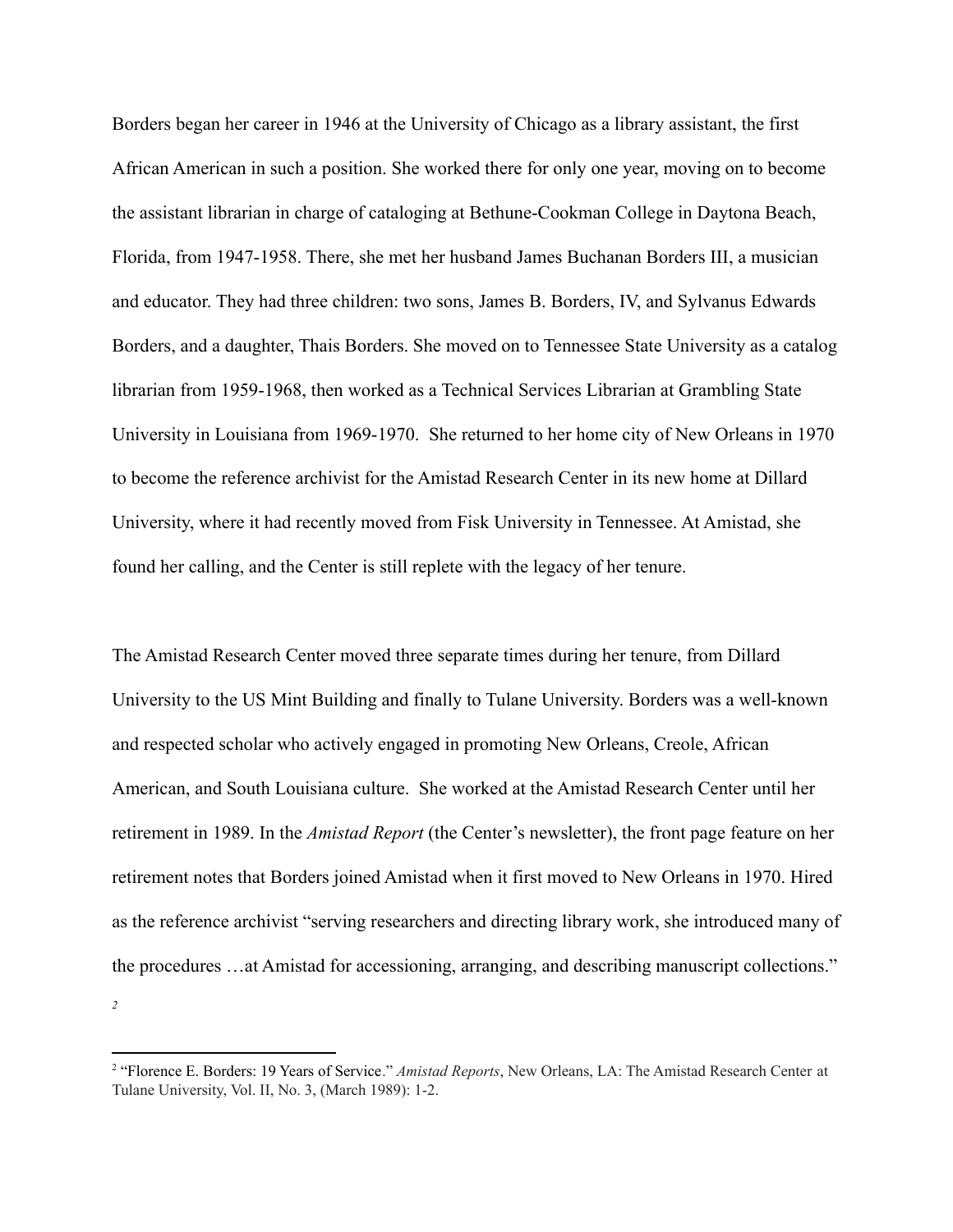Borders began her career in 1946 at the University of Chicago as a library assistant, the first African American in such a position. She worked there for only one year, moving on to become the assistant librarian in charge of cataloging at Bethune-Cookman College in Daytona Beach, Florida, from 1947-1958. There, she met her husband James Buchanan Borders III, a musician and educator. They had three children: two sons, James B. Borders, IV, and Sylvanus Edwards Borders, and a daughter, Thais Borders. She moved on to Tennessee State University as a catalog librarian from 1959-1968, then worked as a Technical Services Librarian at Grambling State University in Louisiana from 1969-1970. She returned to her home city of New Orleans in 1970 to become the reference archivist for the Amistad Research Center in its new home at Dillard University, where it had recently moved from Fisk University in Tennessee. At Amistad, she found her calling, and the Center is still replete with the legacy of her tenure.

The Amistad Research Center moved three separate times during her tenure, from Dillard University to the US Mint Building and finally to Tulane University. Borders was a well-known and respected scholar who actively engaged in promoting New Orleans, Creole, African American, and South Louisiana culture. She worked at the Amistad Research Center until her retirement in 1989. In the *Amistad Report* (the Center's newsletter), the front page feature on her retirement notes that Borders joined Amistad when it first moved to New Orleans in 1970. Hired as the reference archivist "serving researchers and directing library work, she introduced many of the procedures …at Amistad for accessioning, arranging, and describing manuscript collections." [2]

[2] "Florence E. Borders: 19 Years of Service." *Amistad Reports*, New Orleans, LA: The Amistad Research Center at Tulane University, Vol. II, No. 3, (March 1989): 1-2.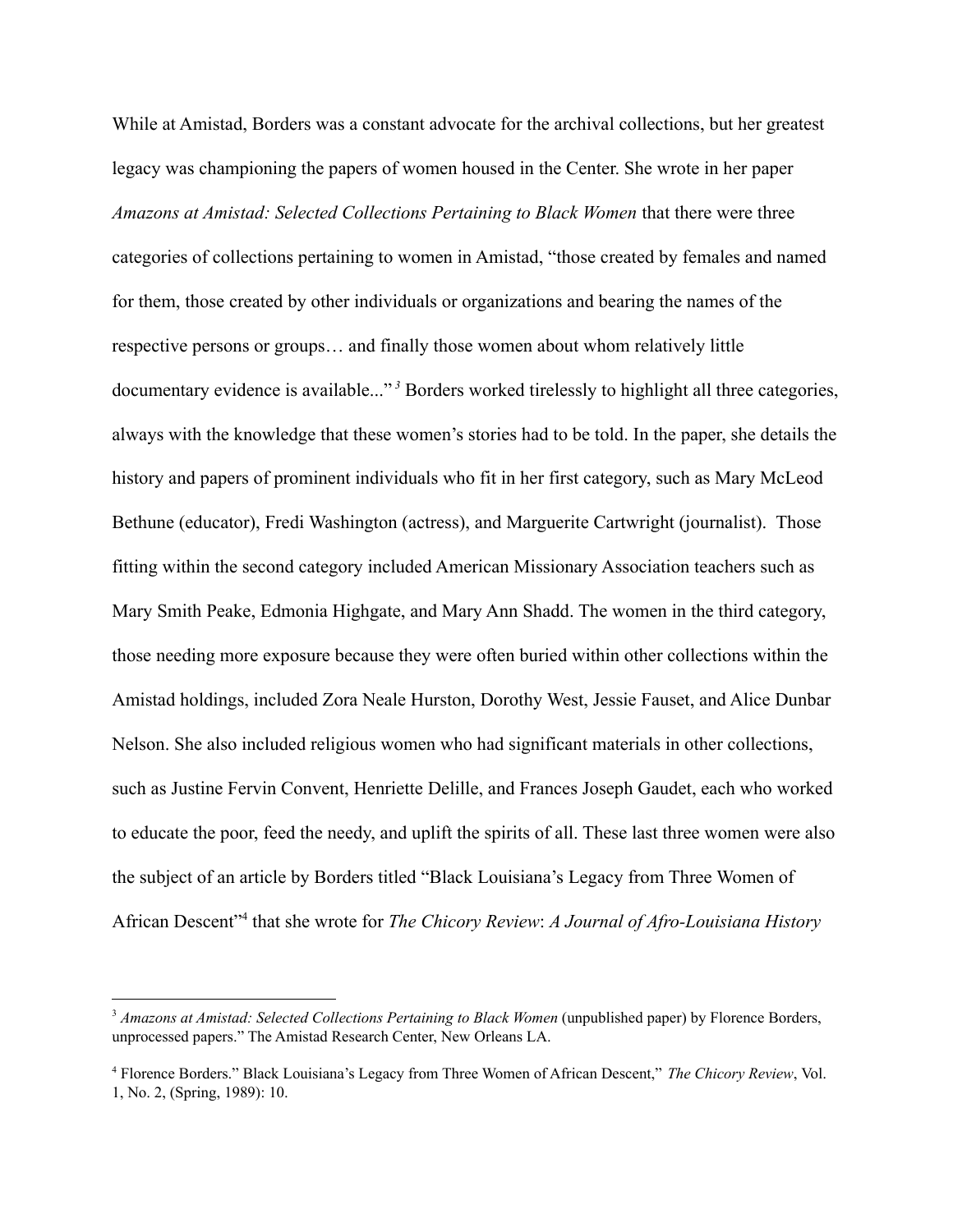While at Amistad, Borders was a constant advocate for the archival collections, but her greatest legacy was championing the papers of women housed in the Center. She wrote in her paper *Amazons at Amistad: Selected Collections Pertaining to Black Women* that there were three categories of collections pertaining to women in Amistad, "those created by females and named for them, those created by other individuals or organizations and bearing the names of the respective persons or groups… and finally those women about whom relatively little documentary evidence is available..."[3] Borders worked tirelessly to highlight all three categories, always with the knowledge that these women's stories had to be told. In the paper, she details the history and papers of prominent individuals who fit in her first category, such as Mary McLeod Bethune (educator), Fredi Washington (actress), and Marguerite Cartwright (journalist). Those fitting within the second category included American Missionary Association teachers such as Mary Smith Peake, Edmonia Highgate, and Mary Ann Shadd. The women in the third category, those needing more exposure because they were often buried within other collections within the Amistad holdings, included Zora Neale Hurston, Dorothy West, Jessie Fauset, and Alice Dunbar Nelson. She also included religious women who had significant materials in other collections, such as Justine Fervin Convent, Henriette Delille, and Frances Joseph Gaudet, each who worked to educate the poor, feed the needy, and uplift the spirits of all. These last three women were also the subject of an article by Borders titled "Black Louisiana's Legacy from Three Women of African Descent"[4] that she wrote for *The Chicory Review*: *A Journal of Afro-Louisiana History*

---

[3] *Amazons at Amistad: Selected Collections Pertaining to Black Women* (unpublished paper) by Florence Borders, unprocessed papers." The Amistad Research Center, New Orleans LA.

[4] Florence Borders." Black Louisiana's Legacy from Three Women of African Descent," *The Chicory Review*, Vol. 1, No. 2, (Spring, 1989): 10.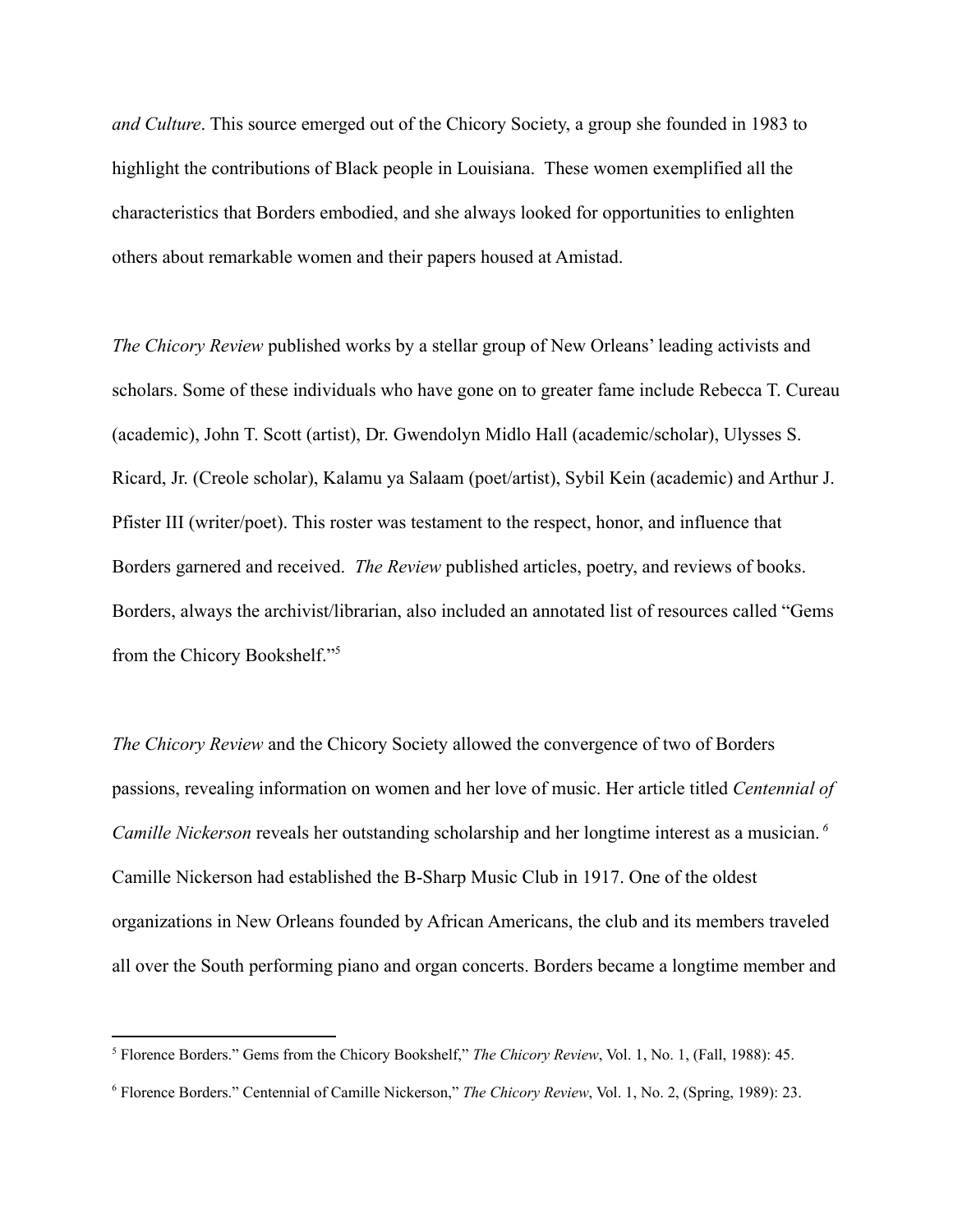*and Culture*. This source emerged out of the Chicory Society, a group she founded in 1983 to highlight the contributions of Black people in Louisiana. These women exemplified all the characteristics that Borders embodied, and she always looked for opportunities to enlighten others about remarkable women and their papers housed at Amistad.

*The Chicory Review* published works by a stellar group of New Orleans' leading activists and scholars. Some of these individuals who have gone on to greater fame include Rebecca T. Cureau (academic), John T. Scott (artist), Dr. Gwendolyn Midlo Hall (academic/scholar), Ulysses S. Ricard, Jr. (Creole scholar), Kalamu ya Salaam (poet/artist), Sybil Kein (academic) and Arthur J. Pfister III (writer/poet). This roster was testament to the respect, honor, and influence that Borders garnered and received. *The Review* published articles, poetry, and reviews of books. Borders, always the archivist/librarian, also included an annotated list of resources called "Gems from the Chicory Bookshelf."[5]

*The Chicory Review* and the Chicory Society allowed the convergence of two of Borders passions, revealing information on women and her love of music. Her article titled *Centennial of Camille Nickerson* reveals her outstanding scholarship and her longtime interest as a musician.[6] Camille Nickerson had established the B-Sharp Music Club in 1917. One of the oldest organizations in New Orleans founded by African Americans, the club and its members traveled all over the South performing piano and organ concerts. Borders became a longtime member and

---

[5] Florence Borders." Gems from the Chicory Bookshelf," *The Chicory Review*, Vol. 1, No. 1, (Fall, 1988): 45.

[6] Florence Borders." Centennial of Camille Nickerson," *The Chicory Review*, Vol. 1, No. 2, (Spring, 1989): 23.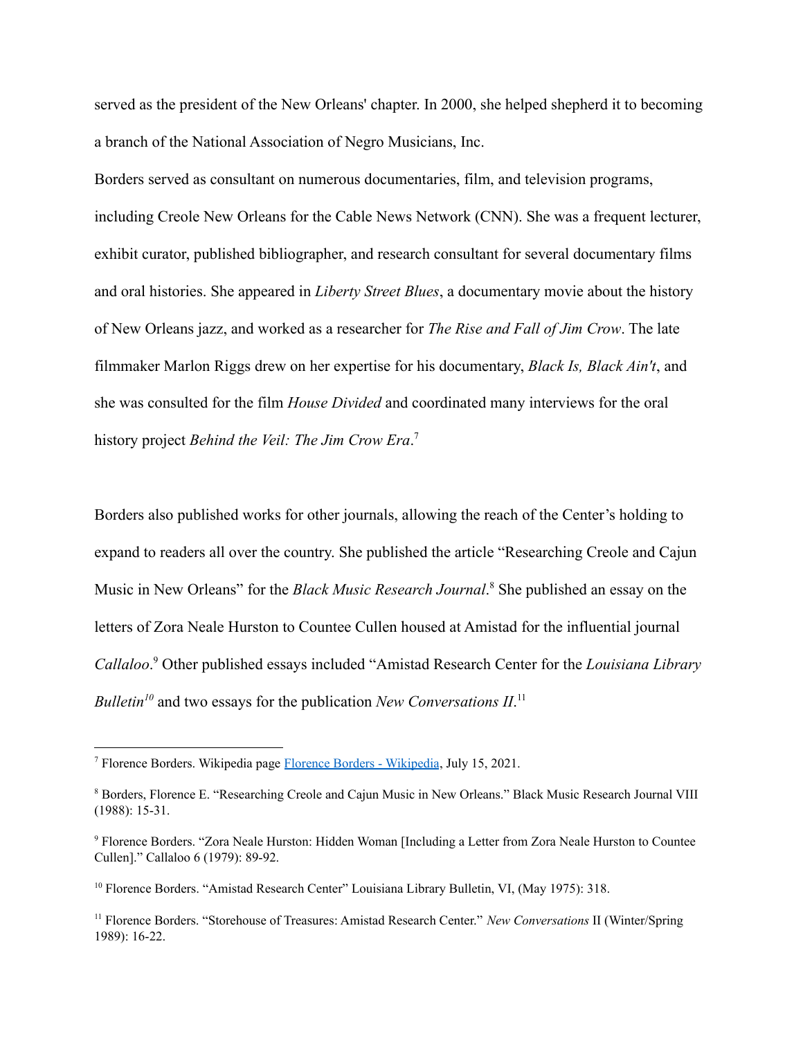served as the president of the New Orleans' chapter. In 2000, she helped shepherd it to becoming a branch of the National Association of Negro Musicians, Inc.

Borders served as consultant on numerous documentaries, film, and television programs, including Creole New Orleans for the Cable News Network (CNN). She was a frequent lecturer, exhibit curator, published bibliographer, and research consultant for several documentary films and oral histories. She appeared in *Liberty Street Blues*, a documentary movie about the history of New Orleans jazz, and worked as a researcher for *The Rise and Fall of Jim Crow*. The late filmmaker Marlon Riggs drew on her expertise for his documentary, *Black Is, Black Ain't*, and she was consulted for the film *House Divided* and coordinated many interviews for the oral history project *Behind the Veil: The Jim Crow Era*.[7]

Borders also published works for other journals, allowing the reach of the Center's holding to expand to readers all over the country. She published the article "Researching Creole and Cajun Music in New Orleans" for the *Black Music Research Journal*.[8] She published an essay on the letters of Zora Neale Hurston to Countee Cullen housed at Amistad for the influential journal *Callaloo*.[9] Other published essays included "Amistad Research Center for the *Louisiana Library Bulletin*[10] and two essays for the publication *New Conversations II*.[11]

---

[7] Florence Borders. Wikipedia page [Florence Borders - Wikipedia](), July 15, 2021.

[8] Borders, Florence E. "Researching Creole and Cajun Music in New Orleans." Black Music Research Journal VIII (1988): 15-31.

[9] Florence Borders. "Zora Neale Hurston: Hidden Woman [Including a Letter from Zora Neale Hurston to Countee Cullen]." Callaloo 6 (1979): 89-92.

[10] Florence Borders. "Amistad Research Center" Louisiana Library Bulletin, VI, (May 1975): 318.

[11] Florence Borders. "Storehouse of Treasures: Amistad Research Center." *New Conversations* II (Winter/Spring 1989): 16-22.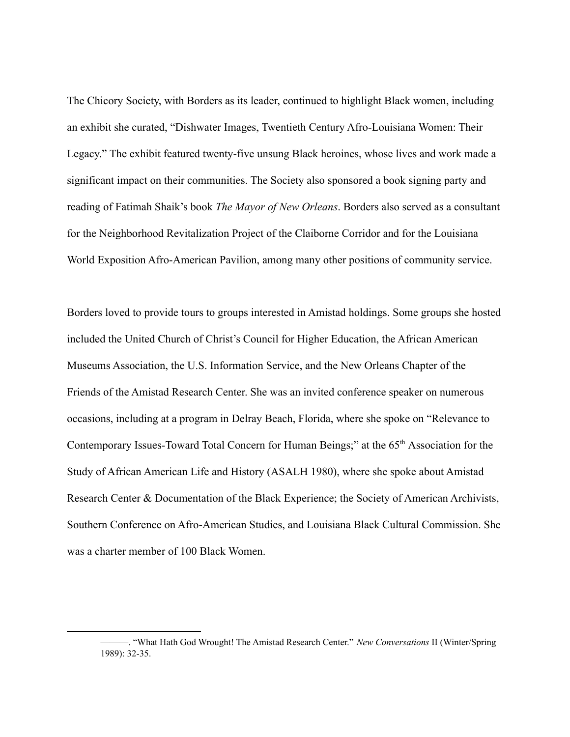The Chicory Society, with Borders as its leader, continued to highlight Black women, including an exhibit she curated, "Dishwater Images, Twentieth Century Afro-Louisiana Women: Their Legacy." The exhibit featured twenty-five unsung Black heroines, whose lives and work made a significant impact on their communities. The Society also sponsored a book signing party and reading of Fatimah Shaik's book *The Mayor of New Orleans*. Borders also served as a consultant for the Neighborhood Revitalization Project of the Claiborne Corridor and for the Louisiana World Exposition Afro-American Pavilion, among many other positions of community service.

Borders loved to provide tours to groups interested in Amistad holdings. Some groups she hosted included the United Church of Christ's Council for Higher Education, the African American Museums Association, the U.S. Information Service, and the New Orleans Chapter of the Friends of the Amistad Research Center. She was an invited conference speaker on numerous occasions, including at a program in Delray Beach, Florida, where she spoke on "Relevance to Contemporary Issues-Toward Total Concern for Human Beings;" at the 65th Association for the Study of African American Life and History (ASALH 1980), where she spoke about Amistad Research Center & Documentation of the Black Experience; the Society of American Archivists, Southern Conference on Afro-American Studies, and Louisiana Black Cultural Commission. She was a charter member of 100 Black Women.

———. "What Hath God Wrought! The Amistad Research Center." *New Conversations* II (Winter/Spring 1989): 32-35.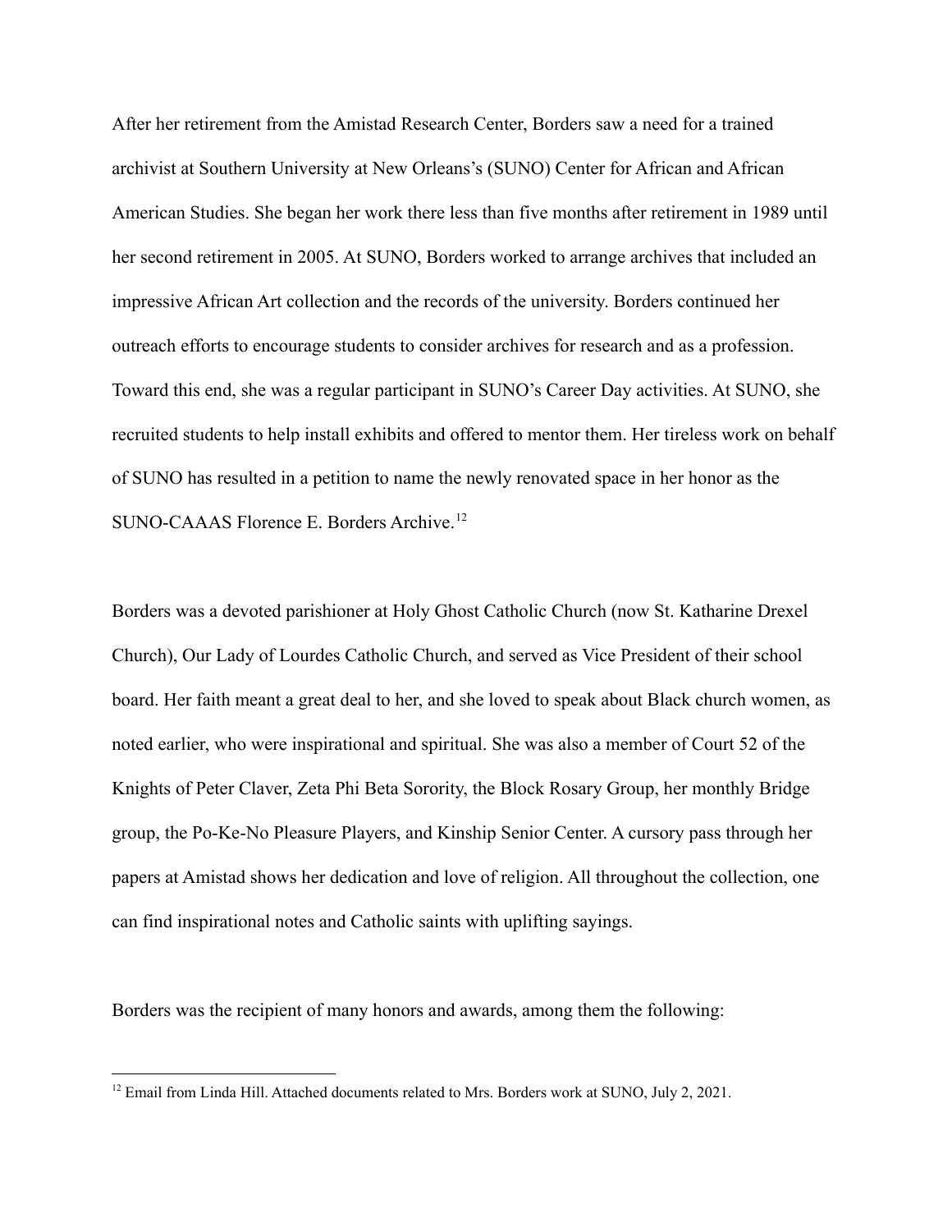After her retirement from the Amistad Research Center, Borders saw a need for a trained archivist at Southern University at New Orleans's (SUNO) Center for African and African American Studies. She began her work there less than five months after retirement in 1989 until her second retirement in 2005. At SUNO, Borders worked to arrange archives that included an impressive African Art collection and the records of the university. Borders continued her outreach efforts to encourage students to consider archives for research and as a profession. Toward this end, she was a regular participant in SUNO's Career Day activities. At SUNO, she recruited students to help install exhibits and offered to mentor them. Her tireless work on behalf of SUNO has resulted in a petition to name the newly renovated space in her honor as the SUNO-CAAAS Florence E. Borders Archive.[12]

Borders was a devoted parishioner at Holy Ghost Catholic Church (now St. Katharine Drexel Church), Our Lady of Lourdes Catholic Church, and served as Vice President of their school board. Her faith meant a great deal to her, and she loved to speak about Black church women, as noted earlier, who were inspirational and spiritual. She was also a member of Court 52 of the Knights of Peter Claver, Zeta Phi Beta Sorority, the Block Rosary Group, her monthly Bridge group, the Po-Ke-No Pleasure Players, and Kinship Senior Center. A cursory pass through her papers at Amistad shows her dedication and love of religion. All throughout the collection, one can find inspirational notes and Catholic saints with uplifting sayings.

Borders was the recipient of many honors and awards, among them the following:

---

[12] Email from Linda Hill. Attached documents related to Mrs. Borders work at SUNO, July 2, 2021.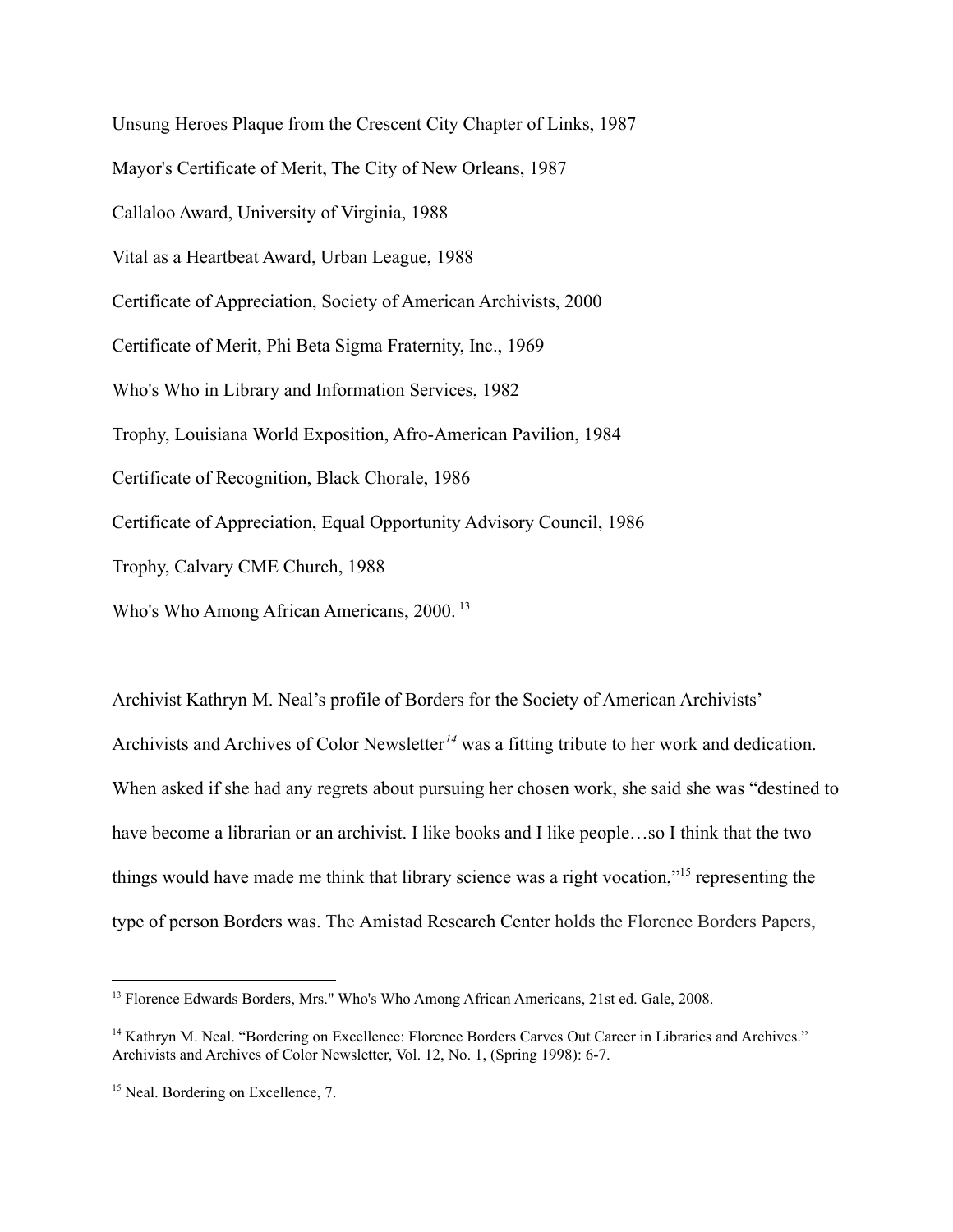Unsung Heroes Plaque from the Crescent City Chapter of Links, 1987

Mayor's Certificate of Merit, The City of New Orleans, 1987

Callaloo Award, University of Virginia, 1988

Vital as a Heartbeat Award, Urban League, 1988

Certificate of Appreciation, Society of American Archivists, 2000

Certificate of Merit, Phi Beta Sigma Fraternity, Inc., 1969

Who's Who in Library and Information Services, 1982

Trophy, Louisiana World Exposition, Afro-American Pavilion, 1984

Certificate of Recognition, Black Chorale, 1986

Certificate of Appreciation, Equal Opportunity Advisory Council, 1986

Trophy, Calvary CME Church, 1988

Who's Who Among African Americans, 2000. [13]

Archivist Kathryn M. Neal's profile of Borders for the Society of American Archivists' Archivists and Archives of Color Newsletter[14] was a fitting tribute to her work and dedication. When asked if she had any regrets about pursuing her chosen work, she said she was "destined to have become a librarian or an archivist. I like books and I like people…so I think that the two things would have made me think that library science was a right vocation,"[15] representing the type of person Borders was. The Amistad Research Center holds the Florence Borders Papers,

---

[13] Florence Edwards Borders, Mrs." Who's Who Among African Americans, 21st ed. Gale, 2008.

[14] Kathryn M. Neal. "Bordering on Excellence: Florence Borders Carves Out Career in Libraries and Archives." Archivists and Archives of Color Newsletter, Vol. 12, No. 1, (Spring 1998): 6-7.

[15] Neal. Bordering on Excellence, 7.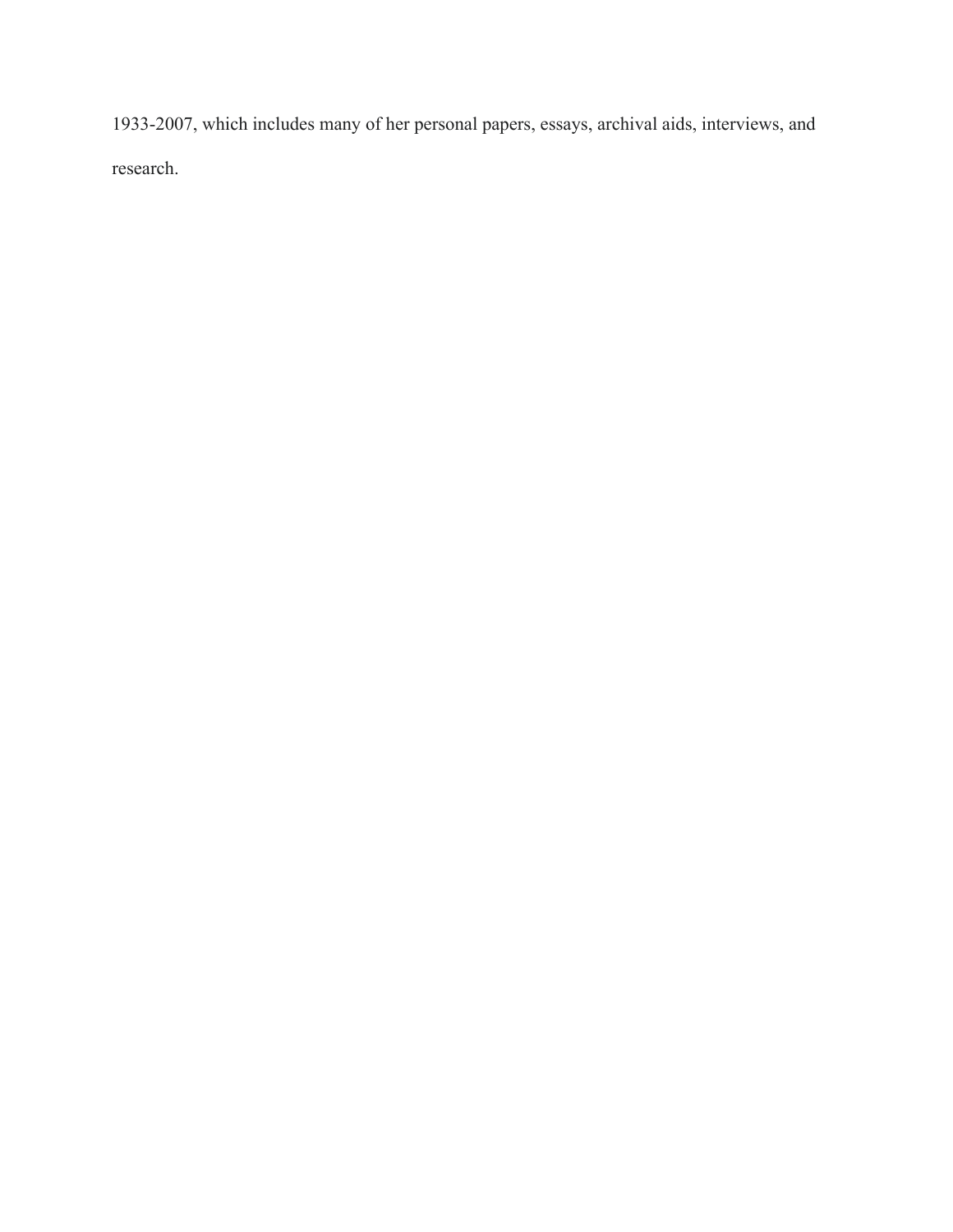1933-2007, which includes many of her personal papers, essays, archival aids, interviews, and research.